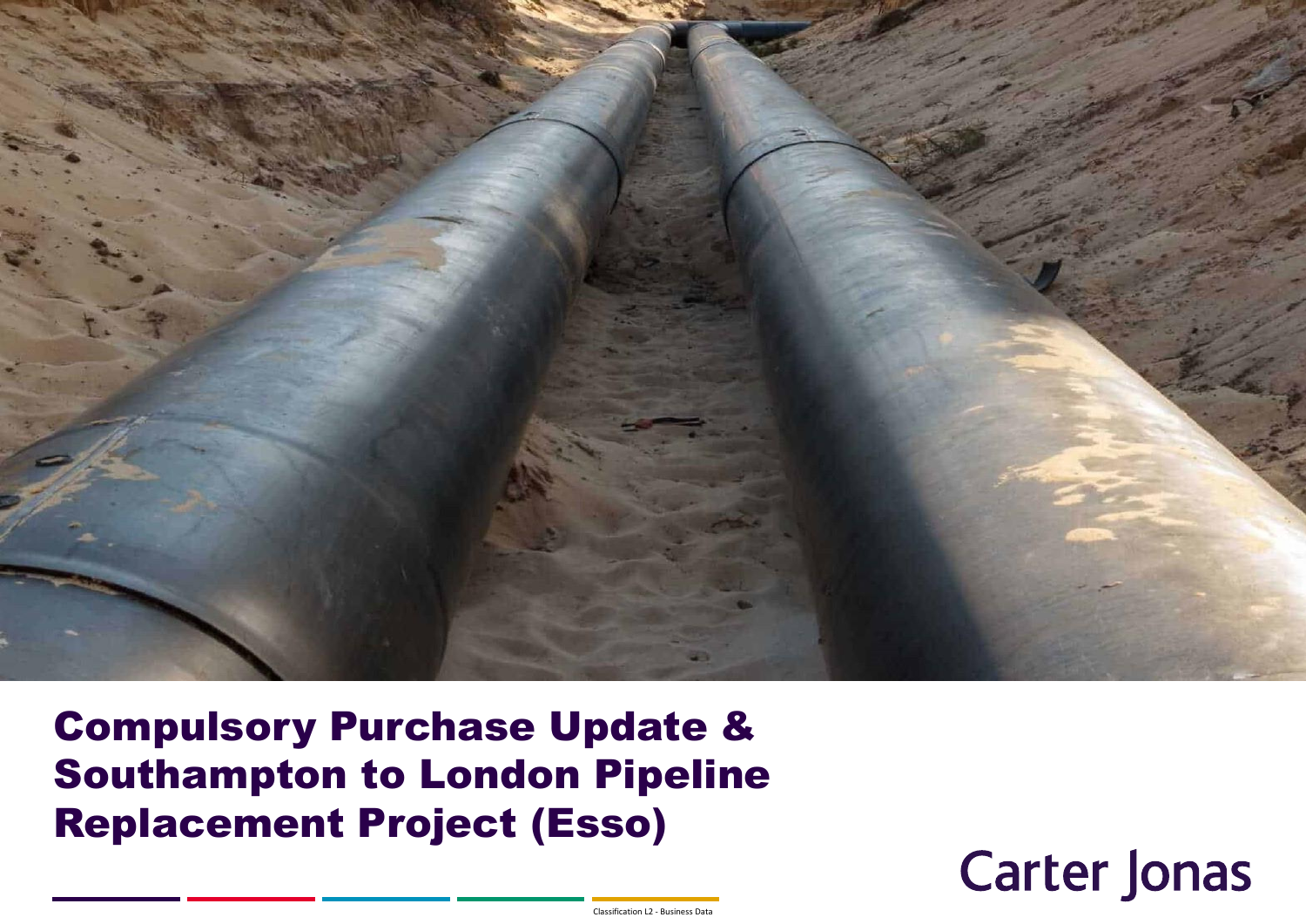# Compulsory Purchase Update & Southampton to London Pipeline Replacement Project (Esso)

Carter Jonas

Classification L2 - Business Data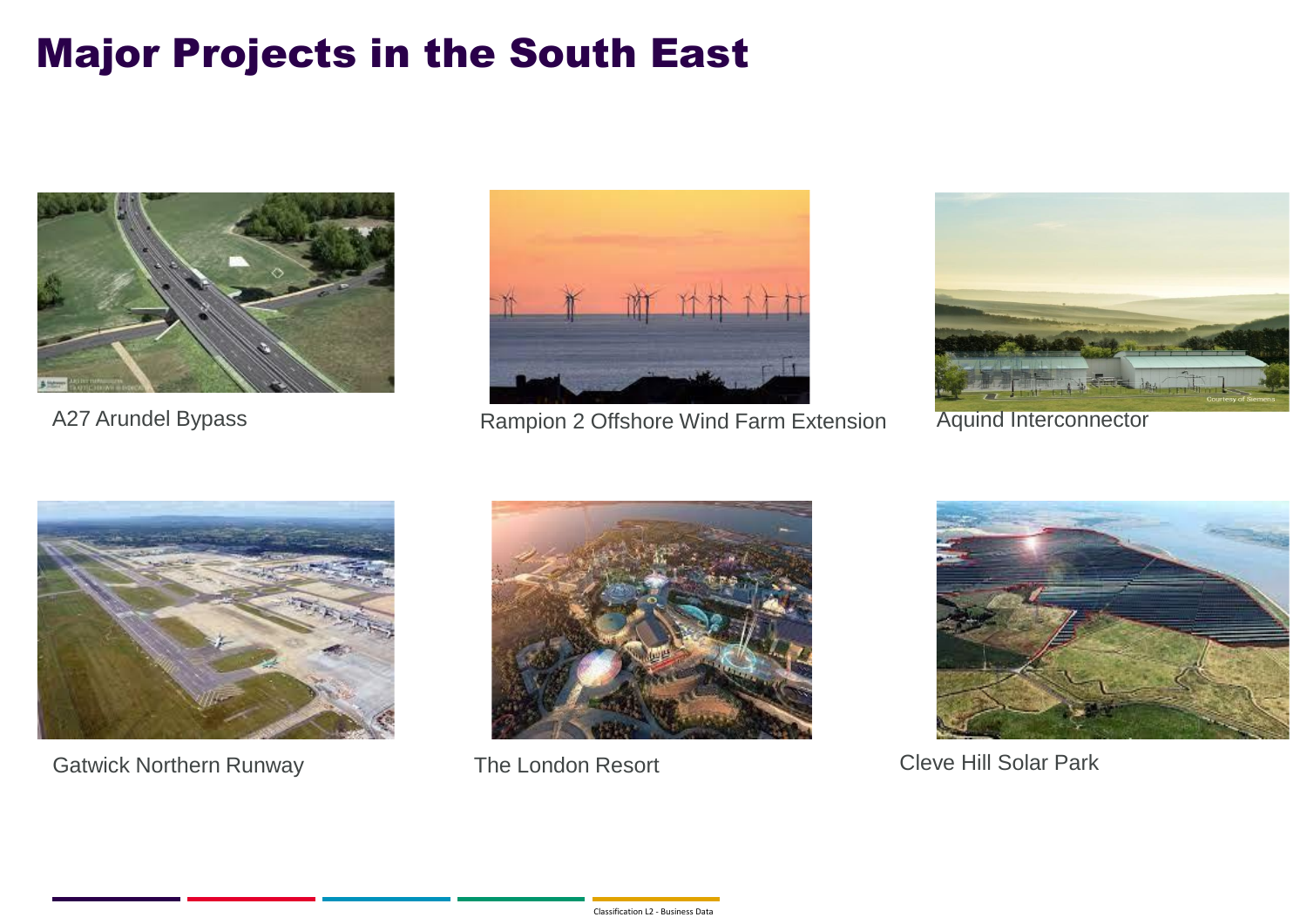# Major Projects in the South East

A27 Arundel Bypass

Rampion 2 Offshore Wind Farm Extension

Aquind Interconnector

Gatwick Northern Runway

The London Resort

Cleve Hill Solar Park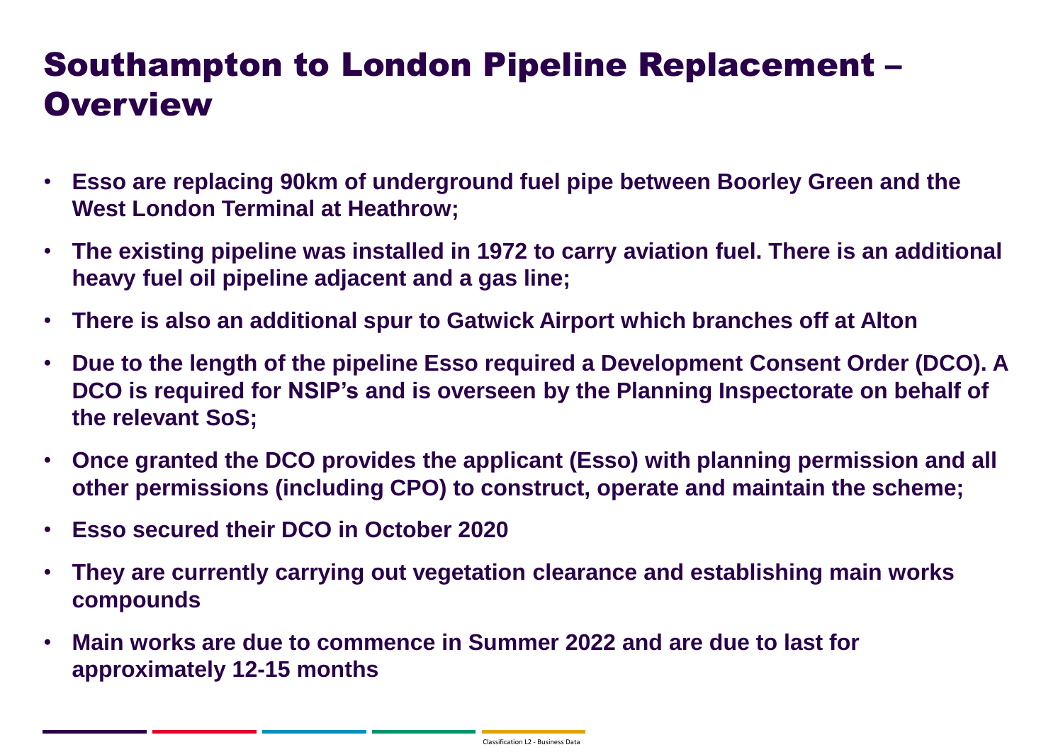# Southampton to London Pipeline Replacement – Overview

- **Esso are replacing 90km of underground fuel pipe between Boorley Green and the West London Terminal at Heathrow;**
- **The existing pipeline was installed in 1972 to carry aviation fuel. There is an additional heavy fuel oil pipeline adjacent and a gas line;**
- **There is also an additional spur to Gatwick Airport which branches off at Alton**
- **Due to the length of the pipeline Esso required a Development Consent Order (DCO). A DCO is required for NSIP's and is overseen by the Planning Inspectorate on behalf of the relevant SoS;**
- **Once granted the DCO provides the applicant (Esso) with planning permission and all other permissions (including CPO) to construct, operate and maintain the scheme;**
- **Esso secured their DCO in October 2020**
- **They are currently carrying out vegetation clearance and establishing main works compounds**
- **Main works are due to commence in Summer 2022 and are due to last for approximately 12-15 months**

Classification L2 - Business Data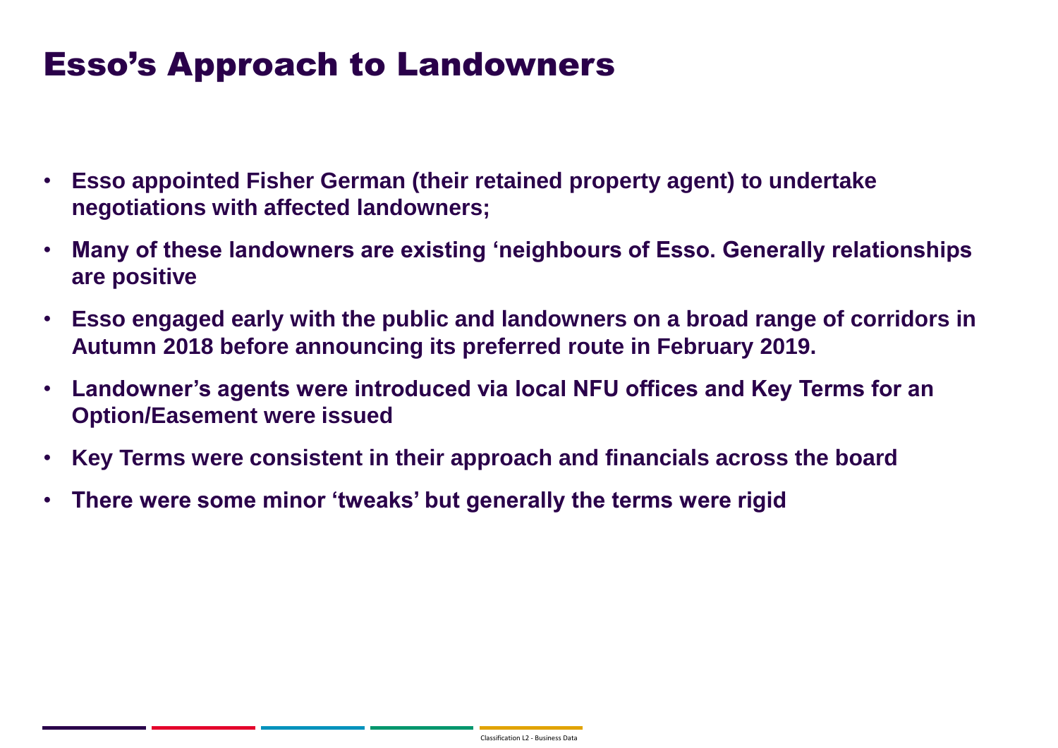# Esso's Approach to Landowners

- **Esso appointed Fisher German (their retained property agent) to undertake negotiations with affected landowners;**
- **Many of these landowners are existing 'neighbours of Esso. Generally relationships are positive**
- **Esso engaged early with the public and landowners on a broad range of corridors in Autumn 2018 before announcing its preferred route in February 2019.**
- **Landowner's agents were introduced via local NFU offices and Key Terms for an Option/Easement were issued**
- **Key Terms were consistent in their approach and financials across the board**
- **There were some minor 'tweaks' but generally the terms were rigid**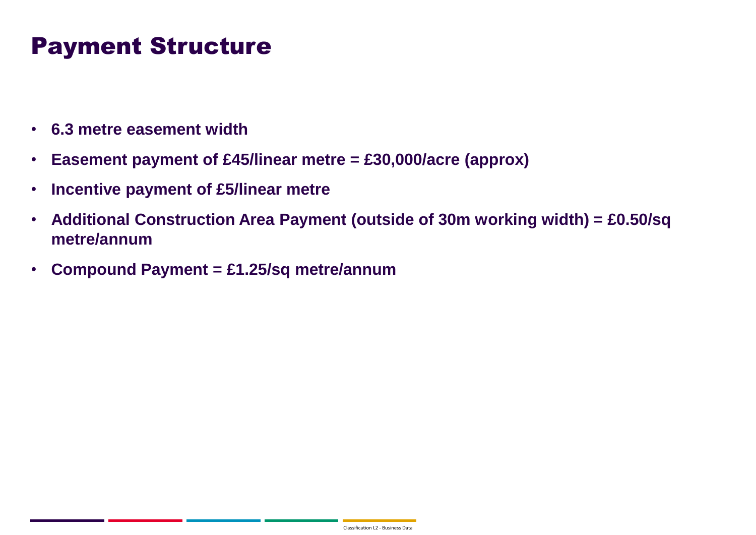# Payment Structure

- **6.3 metre easement width**
- **Easement payment of £45/linear metre = £30,000/acre (approx)**
- **Incentive payment of £5/linear metre**
- **Additional Construction Area Payment (outside of 30m working width) = £0.50/sq metre/annum**
- **Compound Payment = £1.25/sq metre/annum**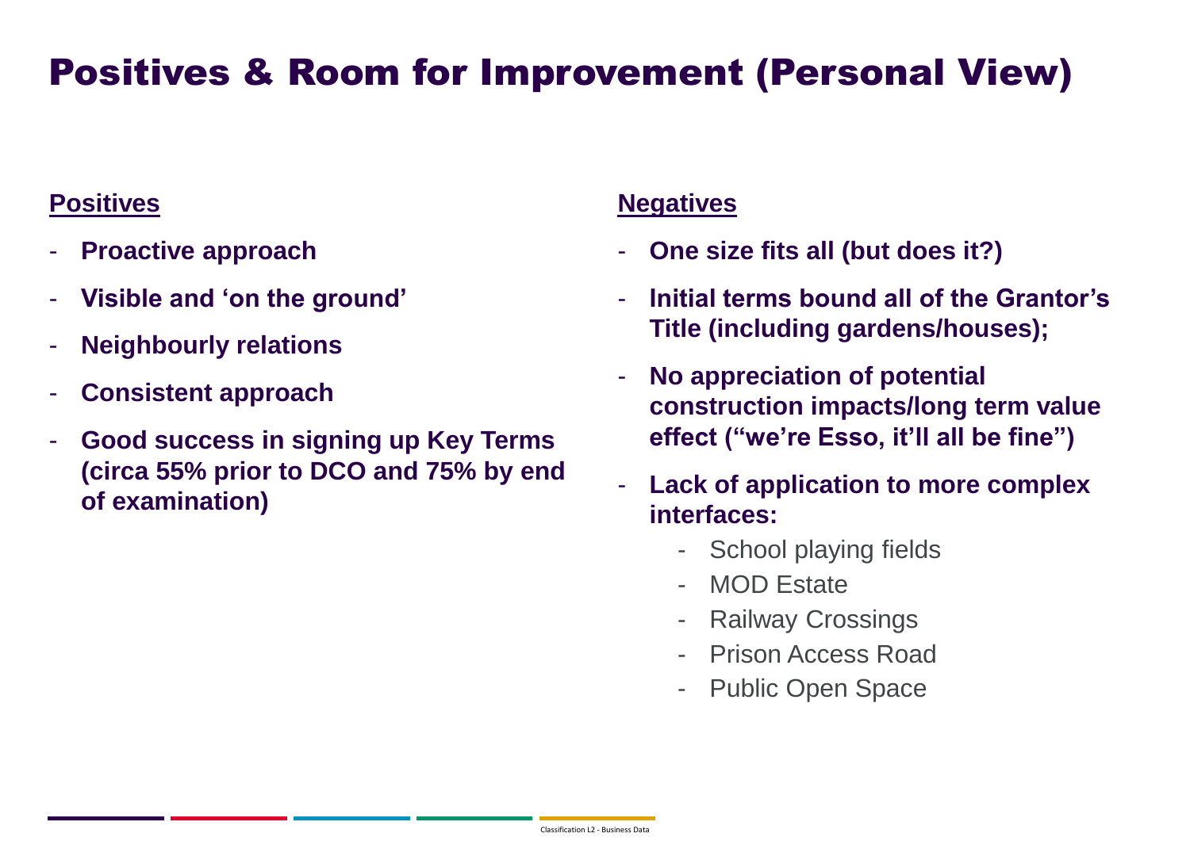# Positives & Room for Improvement (Personal View)

**Positives**

- **Proactive approach**
- **Visible and 'on the ground'**
- **Neighbourly relations**
- **Consistent approach**
- **Good success in signing up Key Terms (circa 55% prior to DCO and 75% by end of examination)**

**Negatives**

- **One size fits all (but does it?)**
- **Initial terms bound all of the Grantor's Title (including gardens/houses);**
- **No appreciation of potential construction impacts/long term value effect ("we're Esso, it'll all be fine")**
- **Lack of application to more complex interfaces:**
  - School playing fields
  - MOD Estate
  - Railway Crossings
  - Prison Access Road
  - Public Open Space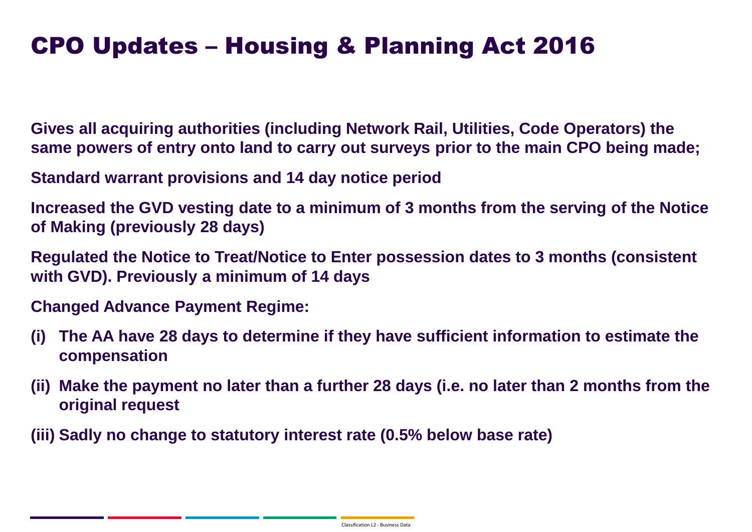# CPO Updates – Housing & Planning Act 2016

**Gives all acquiring authorities (including Network Rail, Utilities, Code Operators) the same powers of entry onto land to carry out surveys prior to the main CPO being made;**

**Standard warrant provisions and 14 day notice period**

**Increased the GVD vesting date to a minimum of 3 months from the serving of the Notice of Making (previously 28 days)**

**Regulated the Notice to Treat/Notice to Enter possession dates to 3 months (consistent with GVD). Previously a minimum of 14 days**

**Changed Advance Payment Regime:**

**(i) The AA have 28 days to determine if they have sufficient information to estimate the compensation**

**(ii) Make the payment no later than a further 28 days (i.e. no later than 2 months from the original request**

**(iii) Sadly no change to statutory interest rate (0.5% below base rate)**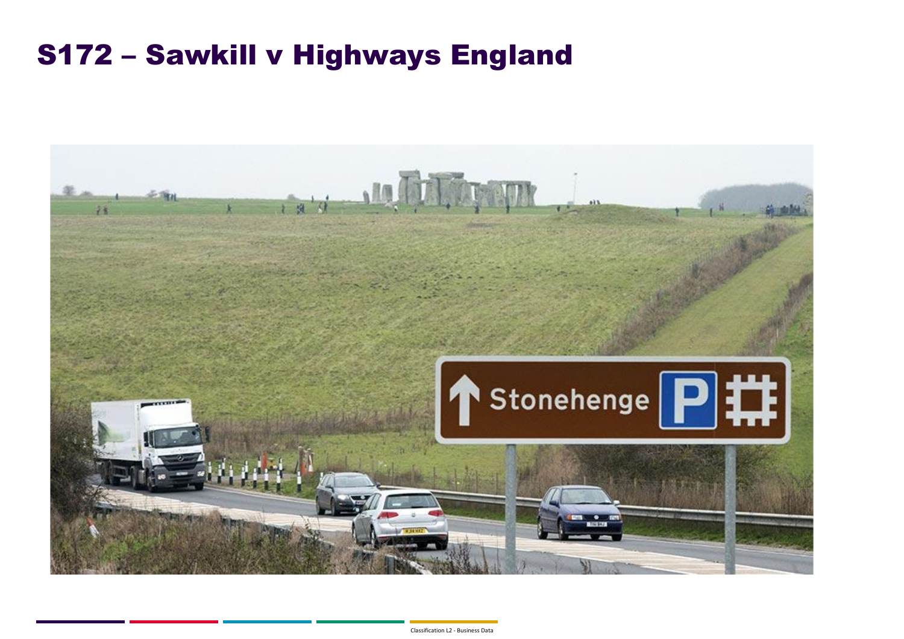# S172 – Sawkill v Highways England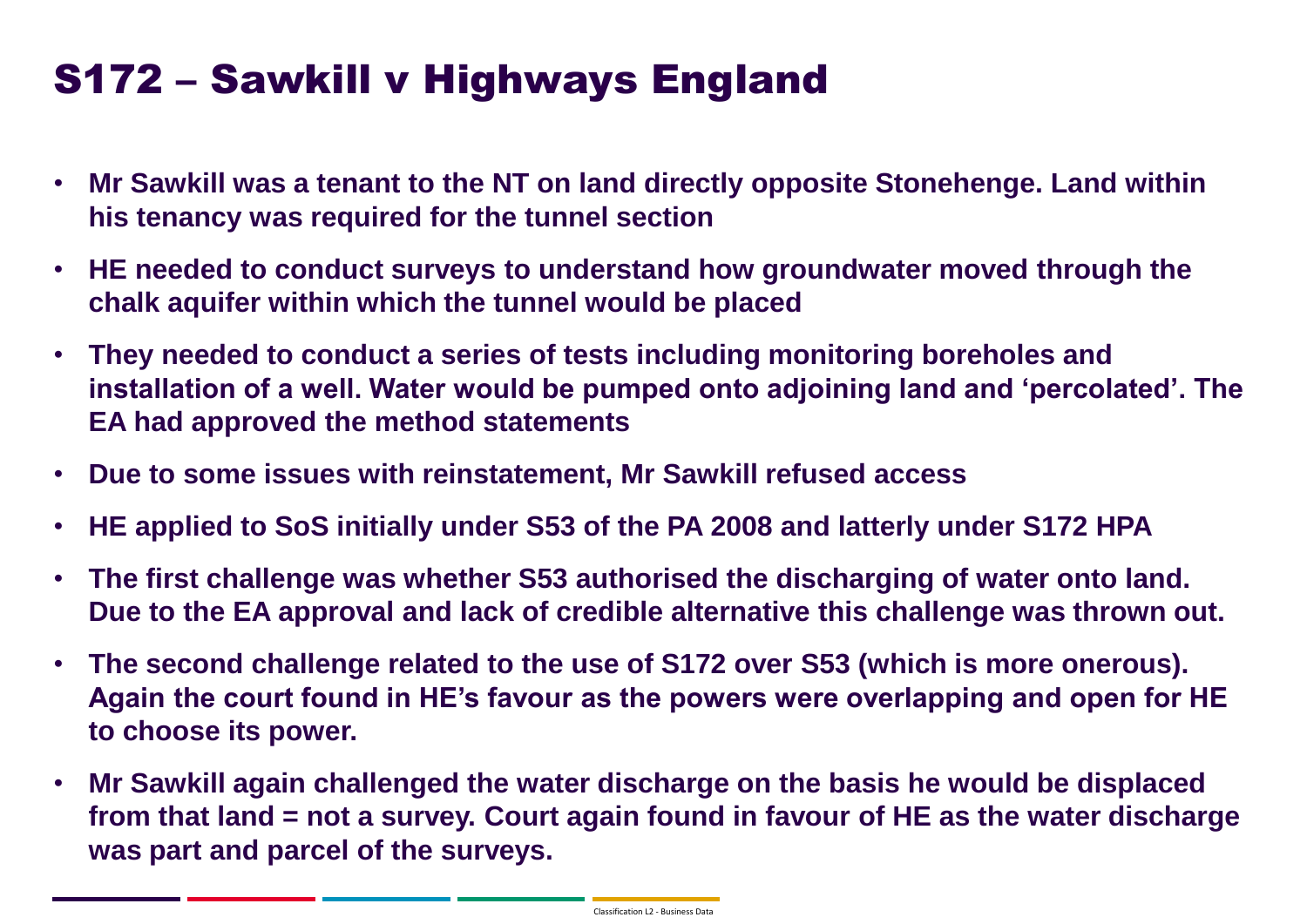# S172 – Sawkill v Highways England

- **Mr Sawkill was a tenant to the NT on land directly opposite Stonehenge. Land within his tenancy was required for the tunnel section**
- **HE needed to conduct surveys to understand how groundwater moved through the chalk aquifer within which the tunnel would be placed**
- **They needed to conduct a series of tests including monitoring boreholes and installation of a well. Water would be pumped onto adjoining land and 'percolated'. The EA had approved the method statements**
- **Due to some issues with reinstatement, Mr Sawkill refused access**
- **HE applied to SoS initially under S53 of the PA 2008 and latterly under S172 HPA**
- **The first challenge was whether S53 authorised the discharging of water onto land. Due to the EA approval and lack of credible alternative this challenge was thrown out.**
- **The second challenge related to the use of S172 over S53 (which is more onerous). Again the court found in HE's favour as the powers were overlapping and open for HE to choose its power.**
- **Mr Sawkill again challenged the water discharge on the basis he would be displaced from that land = not a survey. Court again found in favour of HE as the water discharge was part and parcel of the surveys.**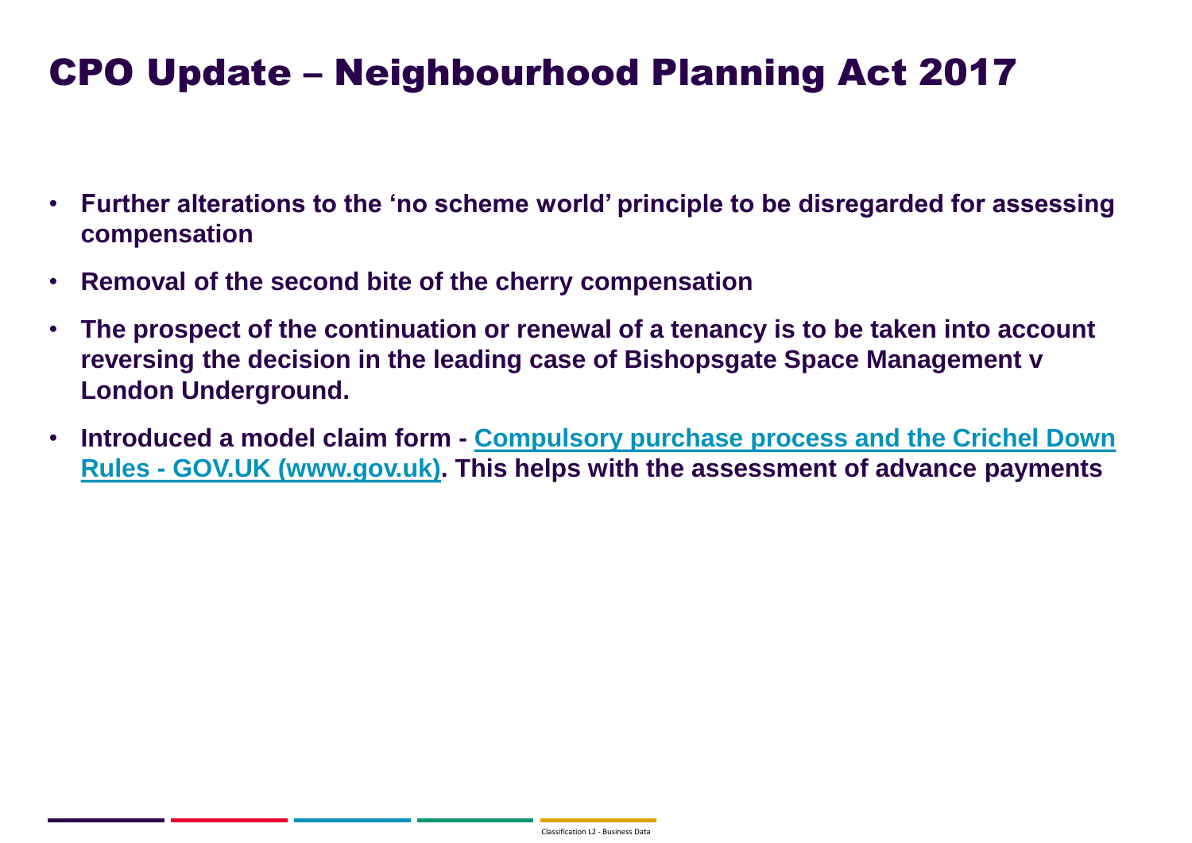# CPO Update – Neighbourhood Planning Act 2017

- **Further alterations to the 'no scheme world' principle to be disregarded for assessing compensation**
- **Removal of the second bite of the cherry compensation**
- **The prospect of the continuation or renewal of a tenancy is to be taken into account reversing the decision in the leading case of Bishopsgate Space Management v London Underground.**
- **Introduced a model claim form - [Compulsory purchase process and the Crichel Down Rules - GOV.UK (www.gov.uk)](https://www.gov.uk). This helps with the assessment of advance payments**

Classification L2 - Business Data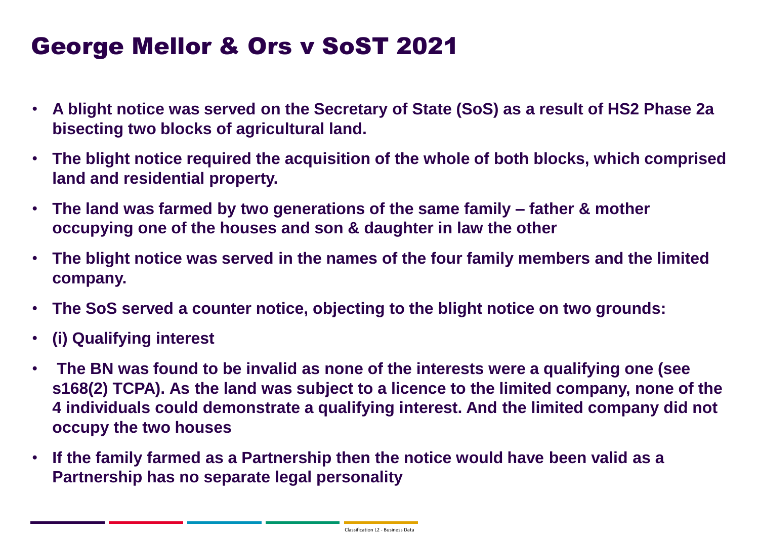# George Mellor & Ors v SoST 2021

- **A blight notice was served on the Secretary of State (SoS) as a result of HS2 Phase 2a bisecting two blocks of agricultural land.**
- **The blight notice required the acquisition of the whole of both blocks, which comprised land and residential property.**
- **The land was farmed by two generations of the same family – father & mother occupying one of the houses and son & daughter in law the other**
- **The blight notice was served in the names of the four family members and the limited company.**
- **The SoS served a counter notice, objecting to the blight notice on two grounds:**
- **(i) Qualifying interest**
- **The BN was found to be invalid as none of the interests were a qualifying one (see s168(2) TCPA). As the land was subject to a licence to the limited company, none of the 4 individuals could demonstrate a qualifying interest. And the limited company did not occupy the two houses**
- **If the family farmed as a Partnership then the notice would have been valid as a Partnership has no separate legal personality**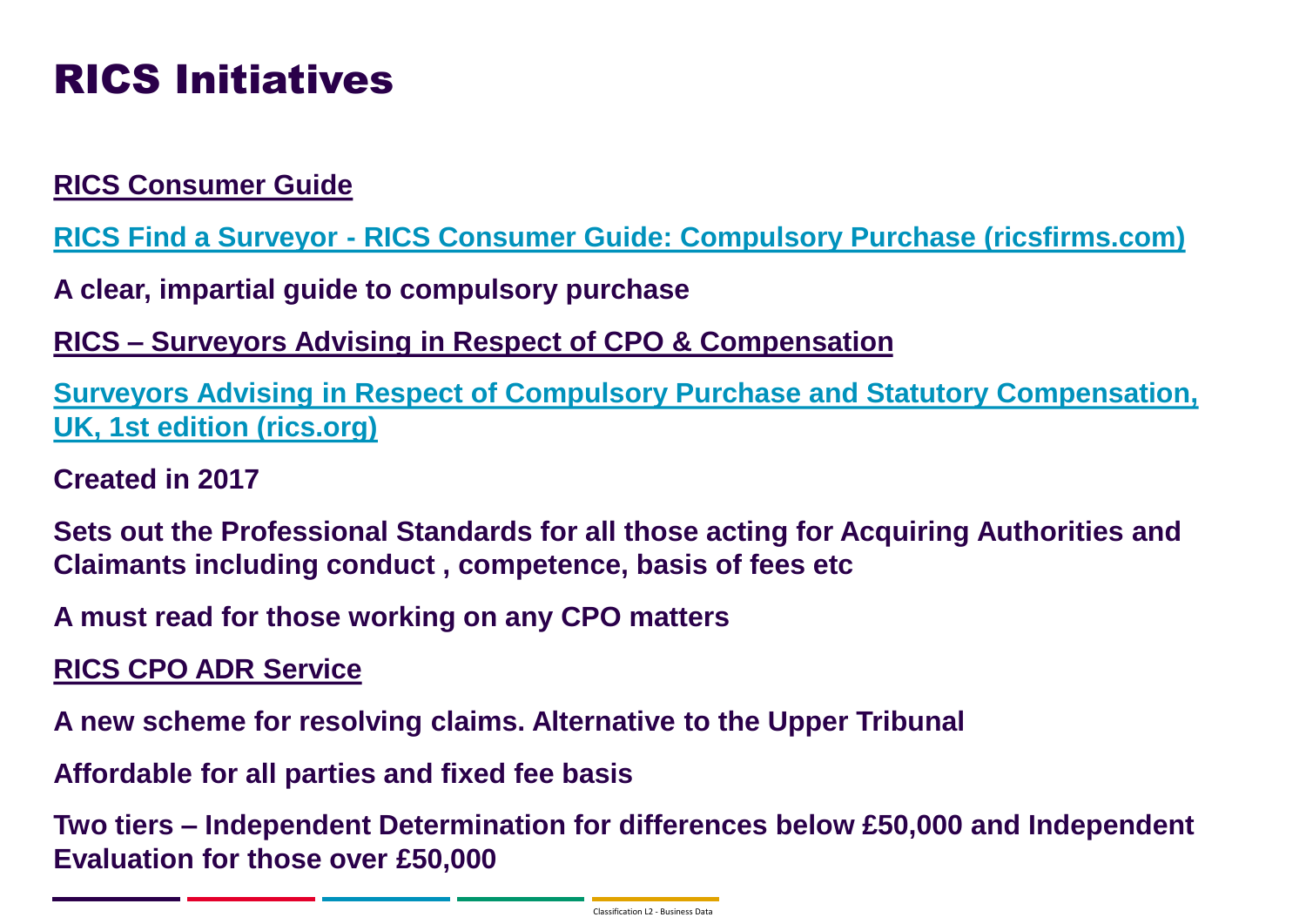# RICS Initiatives

**RICS Consumer Guide**

**RICS Find a Surveyor - RICS Consumer Guide: Compulsory Purchase (ricsfirms.com)**

**A clear, impartial guide to compulsory purchase**

**RICS – Surveyors Advising in Respect of CPO & Compensation**

**Surveyors Advising in Respect of Compulsory Purchase and Statutory Compensation, UK, 1st edition (rics.org)**

**Created in 2017**

**Sets out the Professional Standards for all those acting for Acquiring Authorities and Claimants including conduct , competence, basis of fees etc**

**A must read for those working on any CPO matters**

**RICS CPO ADR Service**

**A new scheme for resolving claims. Alternative to the Upper Tribunal**

**Affordable for all parties and fixed fee basis**

**Two tiers – Independent Determination for differences below £50,000 and Independent Evaluation for those over £50,000**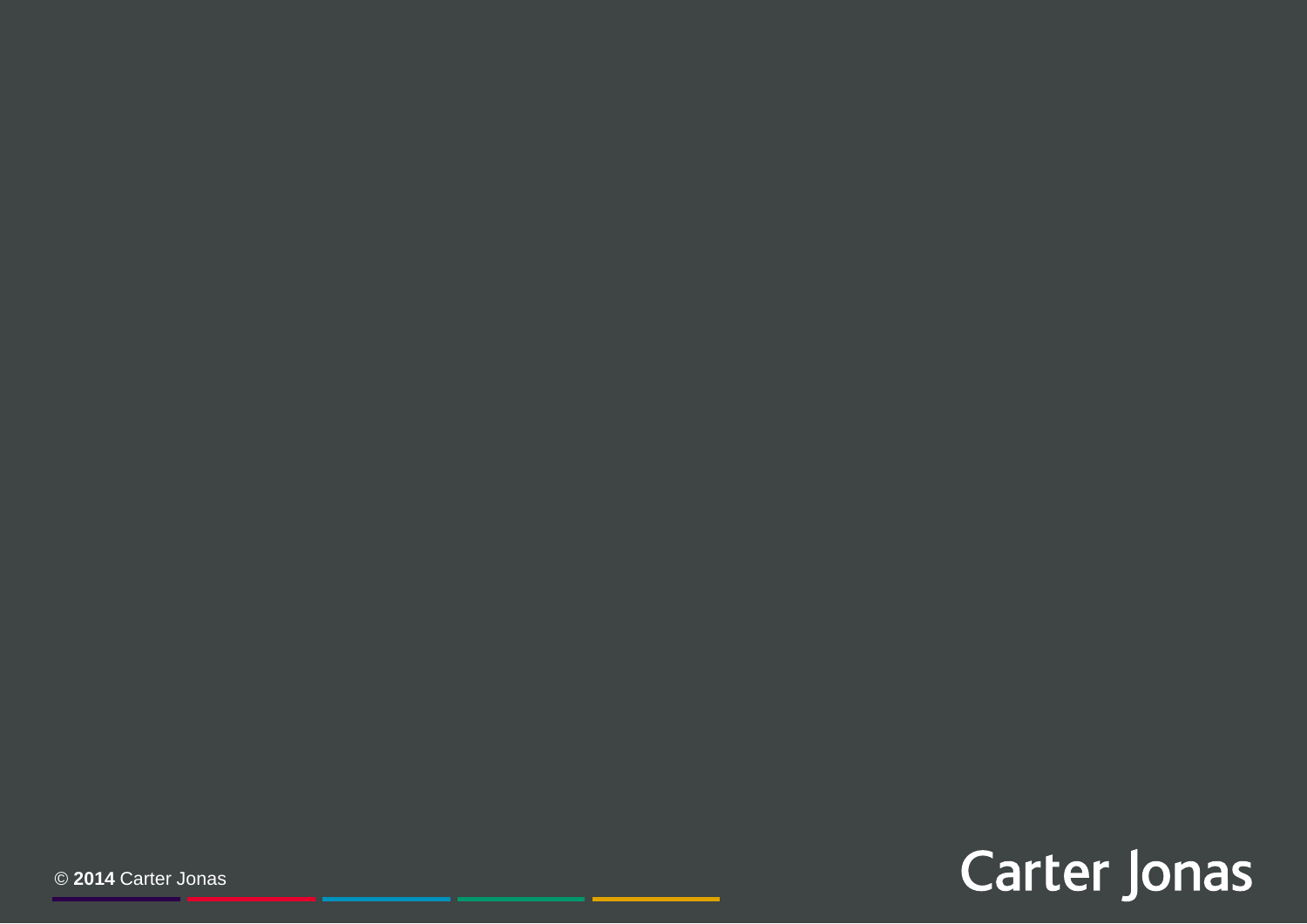© **2014** Carter Jonas

Carter Jonas